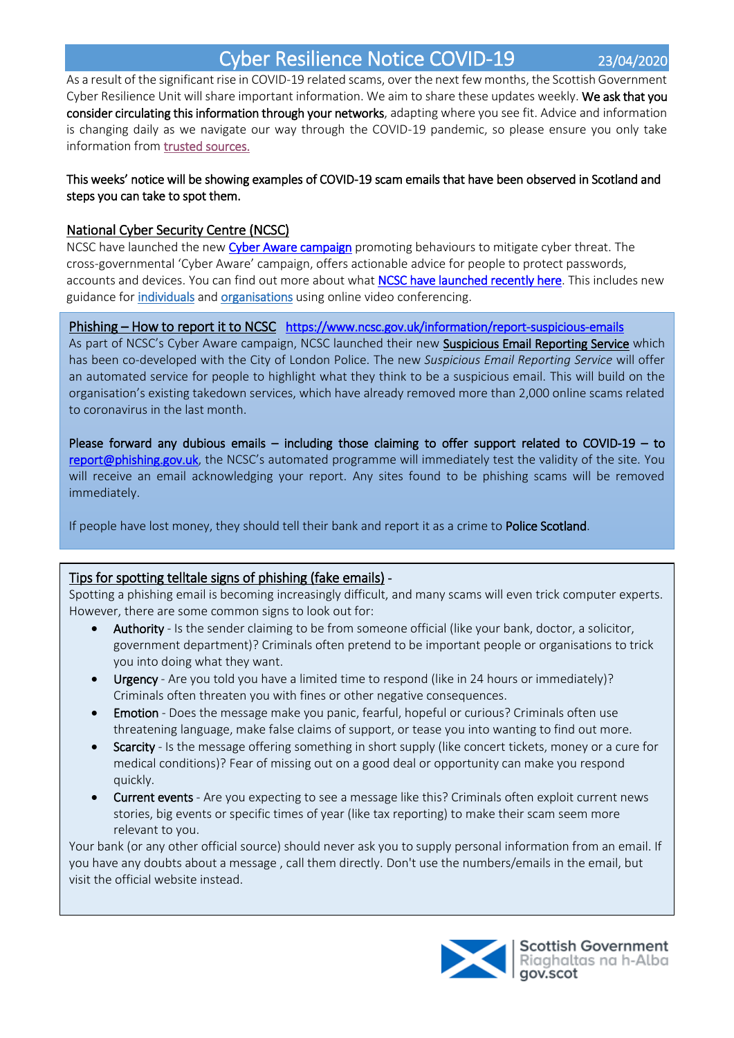# Cyber Resilience Notice COVID-19

23/04/2020

As a result of the significant rise in COVID-19 related scams, over the next few months, the Scottish Government Cyber Resilience Unit will share important information. We aim to share these updates weekly. **We ask that you consider circulating this information through your networks**, adapting where you see fit. Advice and information is changing daily as we navigate our way through the COVID-19 pandemic, so please ensure you only take information from trusted sources.

**This weeks' notice will be showing examples of COVID-19 scam emails that have been observed in Scotland and steps you can take to spot them.**

## National Cyber Security Centre (NCSC)

NCSC have launched the new Cyber Aware campaign promoting behaviours to mitigate cyber threat. The cross-governmental 'Cyber Aware' campaign, offers actionable advice for people to protect passwords, accounts and devices. You can find out more about what NCSC have launched recently here. This includes new guidance for individuals and organisations using online video conferencing.

## Phishing – How to report it to NCSC https://www.ncsc.gov.uk/information/report-suspicious-emails

As part of NCSC's Cyber Aware campaign, NCSC launched their new Suspicious Email Reporting Service which has been co-developed with the City of London Police. The new *Suspicious Email Reporting Service* will offer an automated service for people to highlight what they think to be a suspicious email. This will build on the organisation's existing takedown services, which have already removed more than 2,000 online scams related to coronavirus in the last month.

**Please forward any dubious emails – including those claiming to offer support related to COVID-19 – to** report@phishing.gov.uk, the NCSC's automated programme will immediately test the validity of the site. You will receive an email acknowledging your report. Any sites found to be phishing scams will be removed immediately.

If people have lost money, they should tell their bank and report it as a crime to **Police Scotland**.

## Tips for spotting telltale signs of phishing (fake emails) -

Spotting a phishing email is becoming increasingly difficult, and many scams will even trick computer experts. However, there are some common signs to look out for:

- **Authority** - Is the sender claiming to be from someone official (like your bank, doctor, a solicitor, government department)? Criminals often pretend to be important people or organisations to trick you into doing what they want.
- **Urgency** - Are you told you have a limited time to respond (like in 24 hours or immediately)? Criminals often threaten you with fines or other negative consequences.
- **Emotion** - Does the message make you panic, fearful, hopeful or curious? Criminals often use threatening language, make false claims of support, or tease you into wanting to find out more.
- **Scarcity** - Is the message offering something in short supply (like concert tickets, money or a cure for medical conditions)? Fear of missing out on a good deal or opportunity can make you respond quickly.
- **Current events** - Are you expecting to see a message like this? Criminals often exploit current news stories, big events or specific times of year (like tax reporting) to make their scam seem more relevant to you.

Your bank (or any other official source) should never ask you to supply personal information from an email. If you have any doubts about a message , call them directly. Don't use the numbers/emails in the email, but visit the official website instead.

Scottish Government
Riaghaltas na h-Alba
gov.scot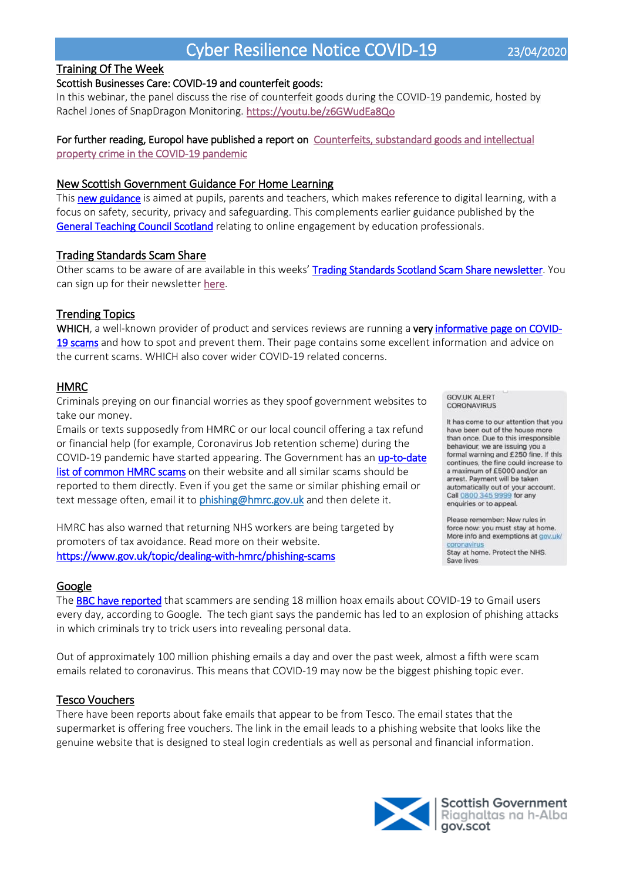# Cyber Resilience Notice COVID-19

23/04/2020

## Training Of The Week

Scottish Businesses Care: COVID-19 and counterfeit goods:

In this webinar, the panel discuss the rise of counterfeit goods during the COVID-19 pandemic, hosted by Rachel Jones of SnapDragon Monitoring. https://youtu.be/z6GWudEa8Qo

For further reading, Europol have published a report on Counterfeits, substandard goods and intellectual property crime in the COVID-19 pandemic

## New Scottish Government Guidance For Home Learning

This new guidance is aimed at pupils, parents and teachers, which makes reference to digital learning, with a focus on safety, security, privacy and safeguarding. This complements earlier guidance published by the General Teaching Council Scotland relating to online engagement by education professionals.

## Trading Standards Scam Share

Other scams to be aware of are available in this weeks' Trading Standards Scotland Scam Share newsletter. You can sign up for their newsletter here.

## Trending Topics

WHICH, a well-known provider of product and services reviews are running a very informative page on COVID-19 scams and how to spot and prevent them. Their page contains some excellent information and advice on the current scams. WHICH also cover wider COVID-19 related concerns.

## HMRC

Criminals preying on our financial worries as they spoof government websites to take our money.

Emails or texts supposedly from HMRC or our local council offering a tax refund or financial help (for example, Coronavirus Job retention scheme) during the COVID-19 pandemic have started appearing. The Government has an up-to-date list of common HMRC scams on their website and all similar scams should be reported to them directly. Even if you get the same or similar phishing email or text message often, email it to phishing@hmrc.gov.uk and then delete it.

> GOV.UK ALERT
> CORONAVIRUS
>
> It has come to our attention that you have been out of the house more than once. Due to this irresponsible behaviour, we are issuing you a formal warning and £250 fine. If this continues, the fine could increase to a maximum of £5000 and/or an arrest. Payment will be taken automatically out of your account. Call 0800 345 9999 for any enquiries or to appeal.
>
> Please remember: New rules in force now: you must stay at home. More info and exemptions at gov.uk/coronavirus
> Stay at home. Protect the NHS. Save lives

HMRC has also warned that returning NHS workers are being targeted by promoters of tax avoidance. Read more on their website.
https://www.gov.uk/topic/dealing-with-hmrc/phishing-scams

## Google

The BBC have reported that scammers are sending 18 million hoax emails about COVID-19 to Gmail users every day, according to Google. The tech giant says the pandemic has led to an explosion of phishing attacks in which criminals try to trick users into revealing personal data.

Out of approximately 100 million phishing emails a day and over the past week, almost a fifth were scam emails related to coronavirus. This means that COVID-19 may now be the biggest phishing topic ever.

## Tesco Vouchers

There have been reports about fake emails that appear to be from Tesco. The email states that the supermarket is offering free vouchers. The link in the email leads to a phishing website that looks like the genuine website that is designed to steal login credentials as well as personal and financial information.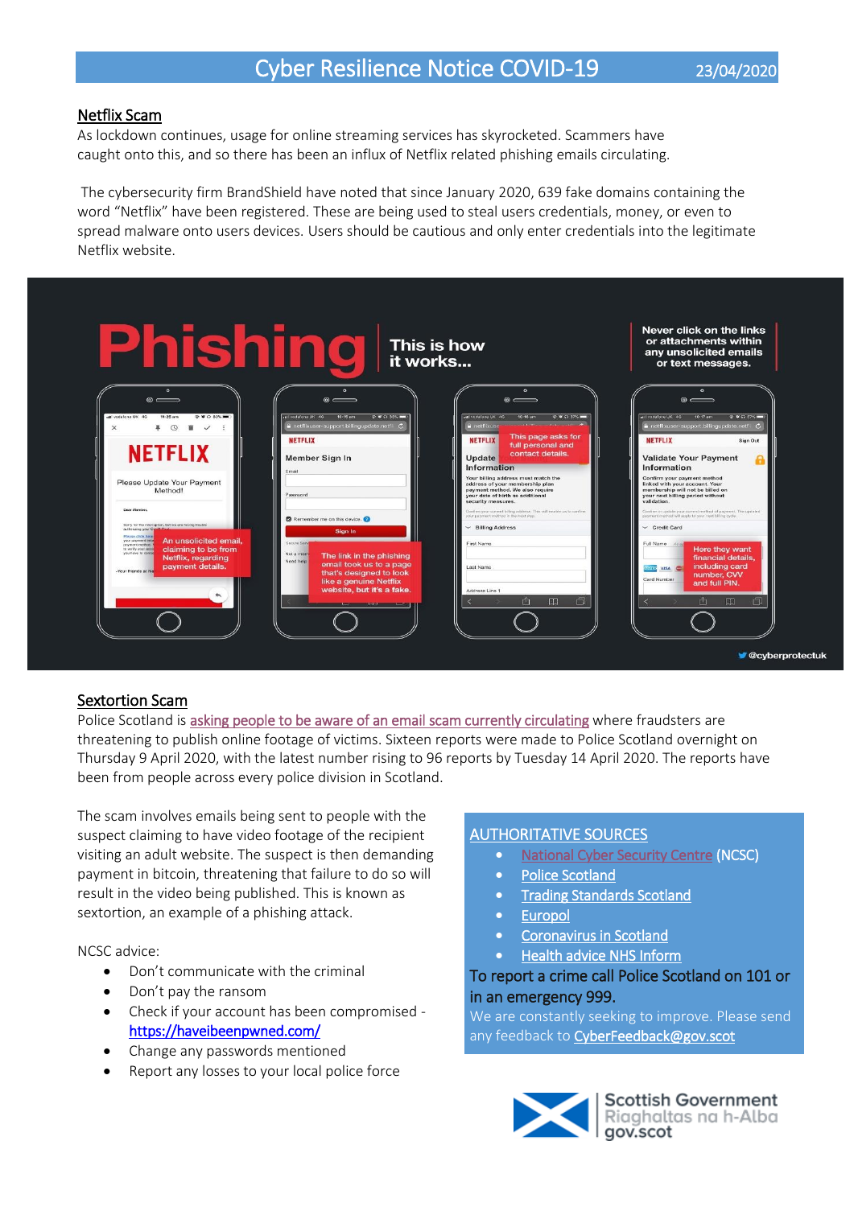## Netflix Scam

As lockdown continues, usage for online streaming services has skyrocketed. Scammers have caught onto this, and so there has been an influx of Netflix related phishing emails circulating.

The cybersecurity firm BrandShield have noted that since January 2020, 639 fake domains containing the word "Netflix" have been registered. These are being used to steal users credentials, money, or even to spread malware onto users devices. Users should be cautious and only enter credentials into the legitimate Netflix website.

## Sextortion Scam

Police Scotland is asking people to be aware of an email scam currently circulating where fraudsters are threatening to publish online footage of victims. Sixteen reports were made to Police Scotland overnight on Thursday 9 April 2020, with the latest number rising to 96 reports by Tuesday 14 April 2020. The reports have been from people across every police division in Scotland.

The scam involves emails being sent to people with the suspect claiming to have video footage of the recipient visiting an adult website. The suspect is then demanding payment in bitcoin, threatening that failure to do so will result in the video being published. This is known as sextortion, an example of a phishing attack.

NCSC advice:

- Don't communicate with the criminal
- Don't pay the ransom
- Check if your account has been compromised - https://haveibeenpwned.com/
- Change any passwords mentioned
- Report any losses to your local police force

### AUTHORITATIVE SOURCES

- National Cyber Security Centre (NCSC)
- Police Scotland
- Trading Standards Scotland
- Europol
- Coronavirus in Scotland
- Health advice NHS Inform

To report a crime call Police Scotland on 101 or in an emergency 999.

We are constantly seeking to improve. Please send any feedback to CyberFeedback@gov.scot